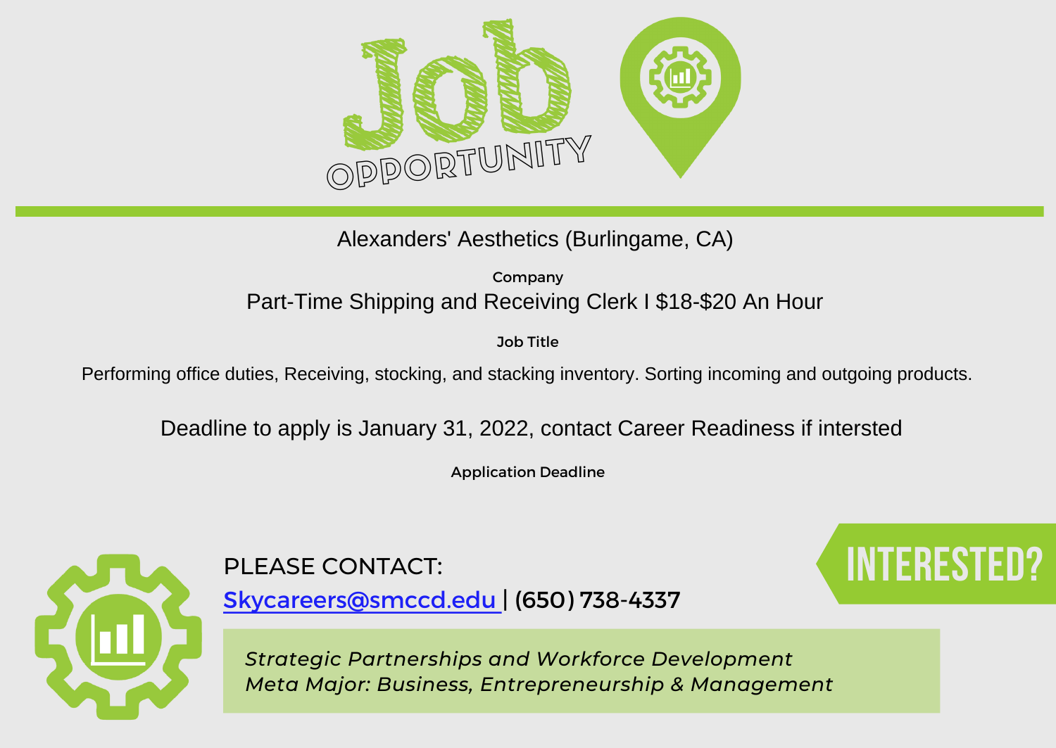# Job OPPORTUNITY

Alexanders' Aesthetics (Burlingame, CA)

Company

Part-Time Shipping and Receiving Clerk I $18-$20 An Hour

Job Title

Performing office duties, Receiving, stocking, and stacking inventory. Sorting incoming and outgoing products.

Deadline to apply is January 31, 2022, contact Career Readiness if intersted

Application Deadline

PLEASE CONTACT:

Skycareers@smccd.edu | (650) 738-4337

INTERESTED?

*Strategic Partnerships and Workforce Development*
*Meta Major: Business, Entrepreneurship & Management*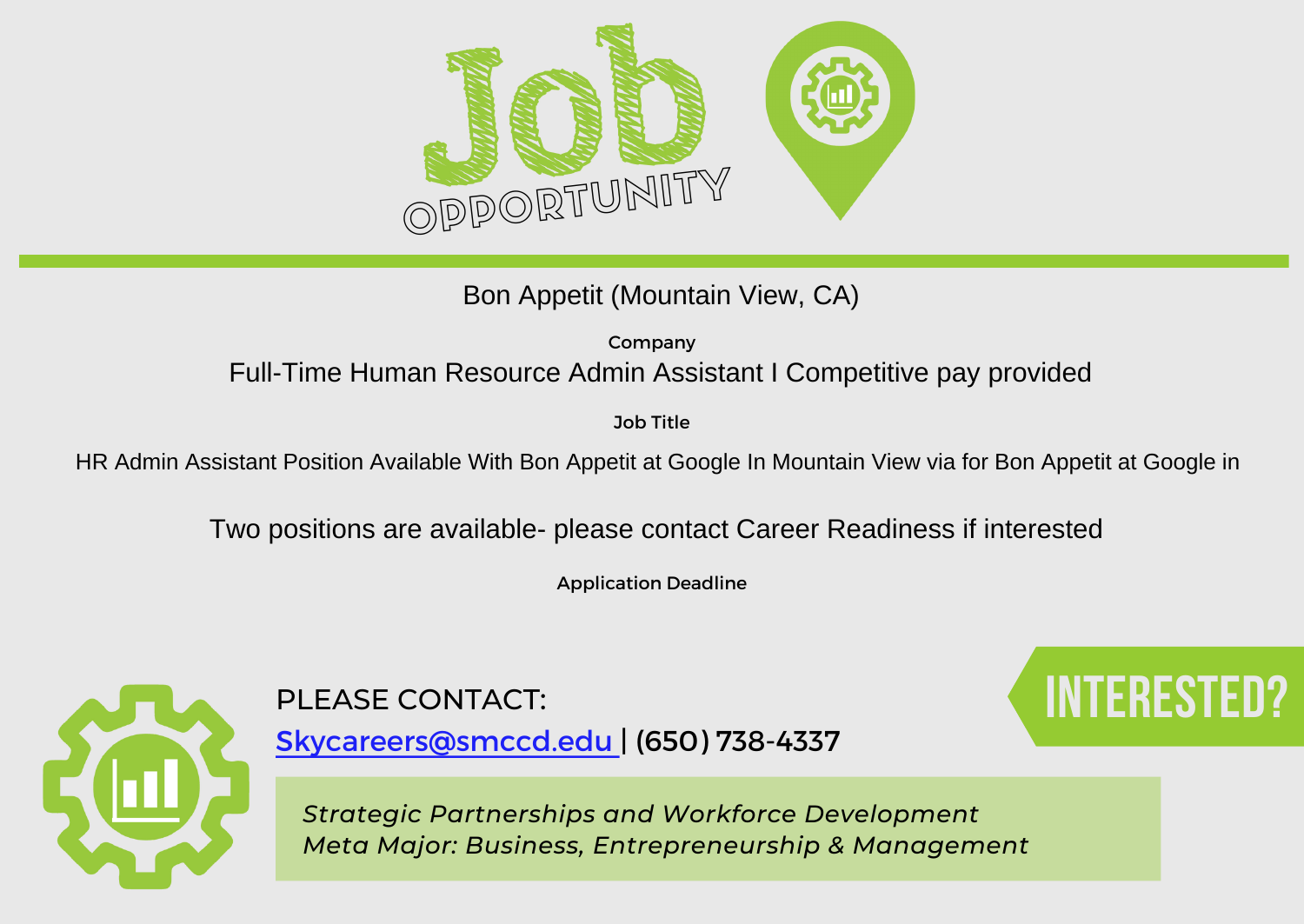# Job OPPORTUNITY

Bon Appetit (Mountain View, CA)

Company

Full-Time Human Resource Admin Assistant I Competitive pay provided

Job Title

HR Admin Assistant Position Available With Bon Appetit at Google In Mountain View via for Bon Appetit at Google in

Two positions are available- please contact Career Readiness if interested

Application Deadline

INTERESTED?

PLEASE CONTACT:

Skycareers@smccd.edu | (650) 738-4337

*Strategic Partnerships and Workforce Development*
*Meta Major: Business, Entrepreneurship & Management*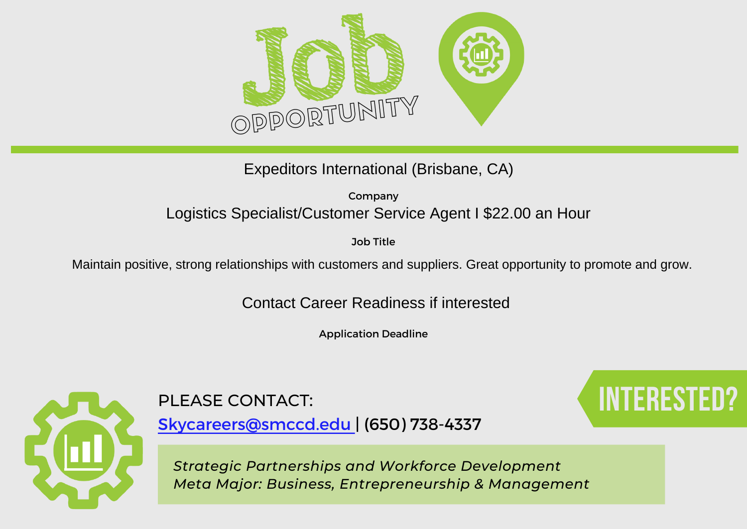# Job OPPORTUNITY

Expeditors International (Brisbane, CA)

Company

Logistics Specialist/Customer Service Agent I $22.00 an Hour

Job Title

Maintain positive, strong relationships with customers and suppliers. Great opportunity to promote and grow.

Contact Career Readiness if interested

Application Deadline

INTERESTED?

PLEASE CONTACT:

Skycareers@smccd.edu | (650) 738-4337

*Strategic Partnerships and Workforce Development*
*Meta Major: Business, Entrepreneurship & Management*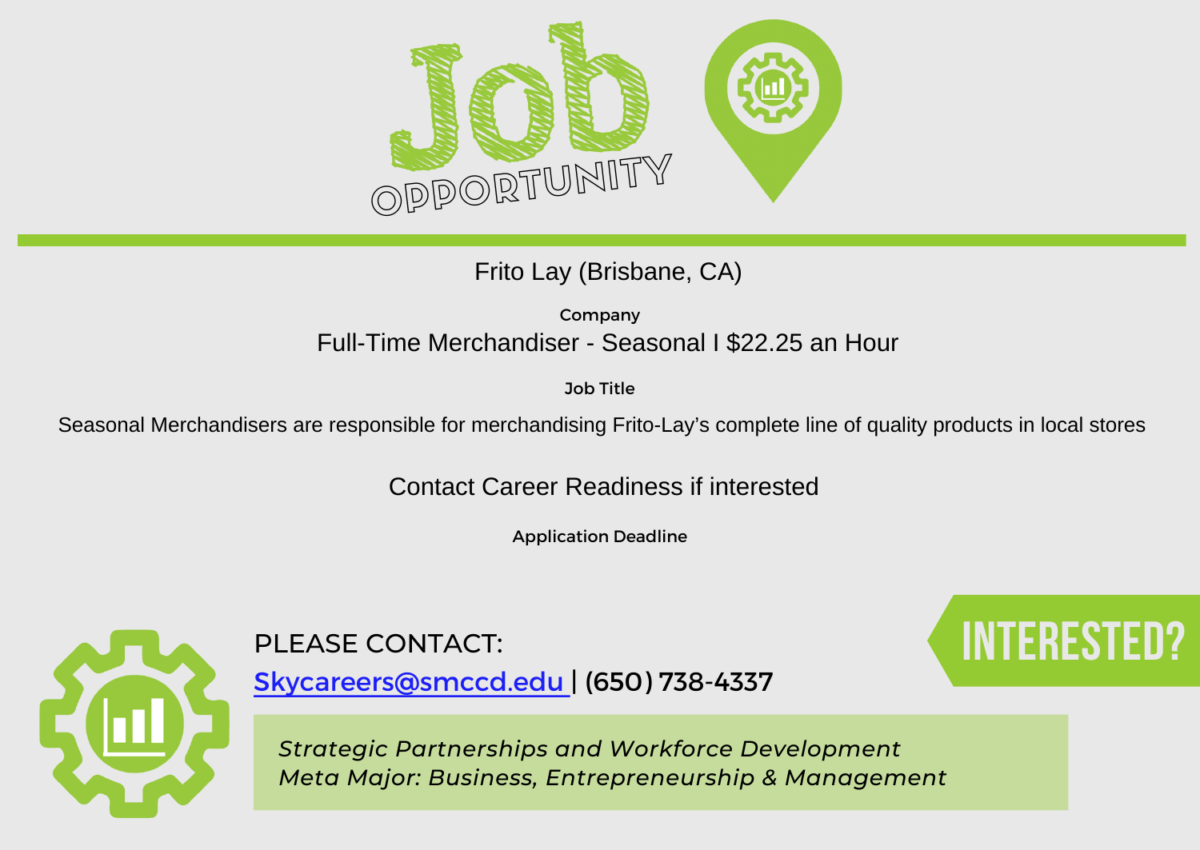# Job OPPORTUNITY

Frito Lay (Brisbane, CA)

Company

Full-Time Merchandiser - Seasonal I $22.25 an Hour

Job Title

Seasonal Merchandisers are responsible for merchandising Frito-Lay's complete line of quality products in local stores

Contact Career Readiness if interested

Application Deadline

PLEASE CONTACT:

Skycareers@smccd.edu | (650) 738-4337

INTERESTED?

*Strategic Partnerships and Workforce Development*
*Meta Major: Business, Entrepreneurship & Management*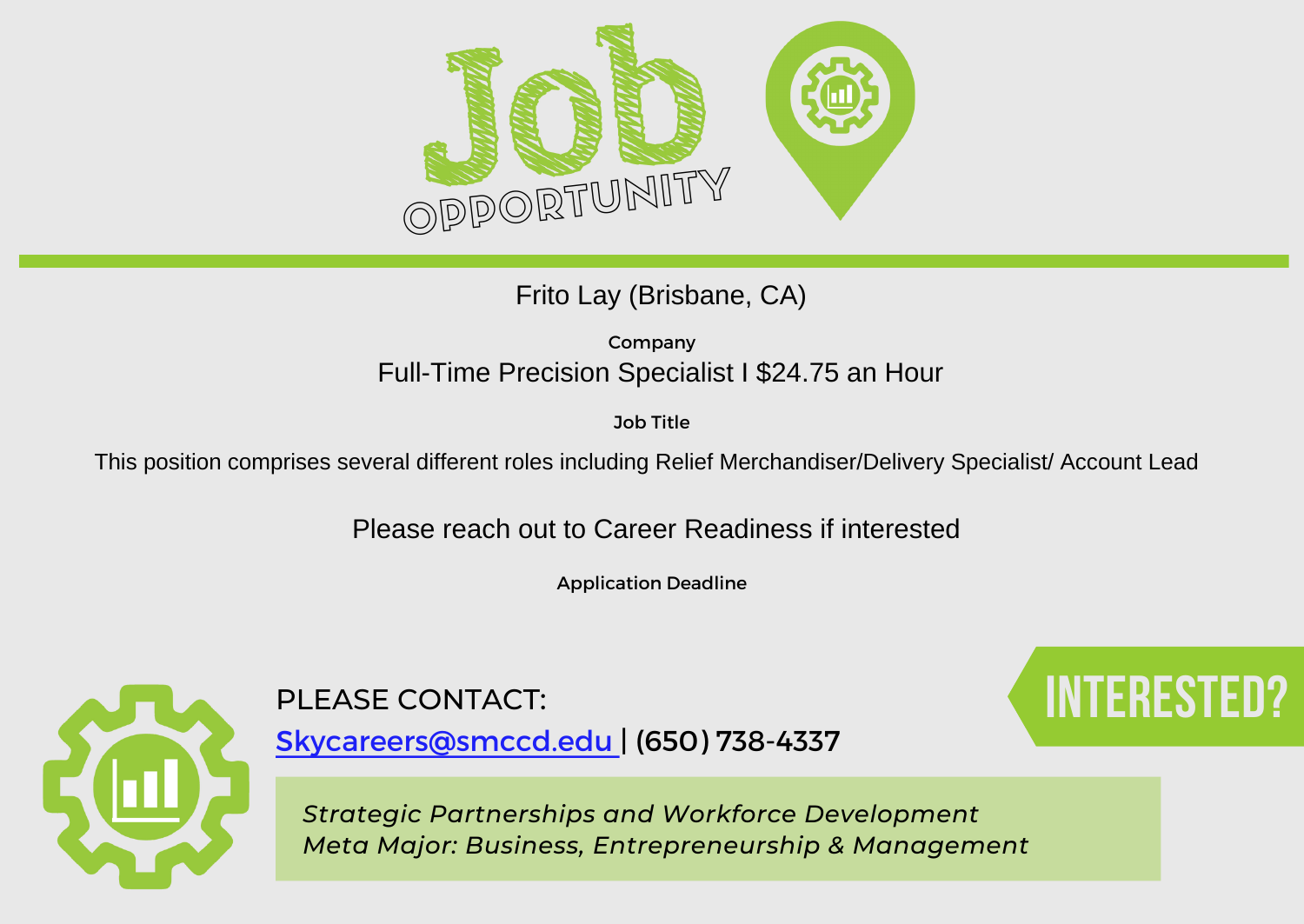# Job OPPORTUNITY

Frito Lay (Brisbane, CA)

Company

Full-Time Precision Specialist I $24.75 an Hour

Job Title

This position comprises several different roles including Relief Merchandiser/Delivery Specialist/ Account Lead

Please reach out to Career Readiness if interested

Application Deadline

PLEASE CONTACT:

Skycareers@smccd.edu | (650) 738-4337

INTERESTED?

*Strategic Partnerships and Workforce Development*
*Meta Major: Business, Entrepreneurship & Management*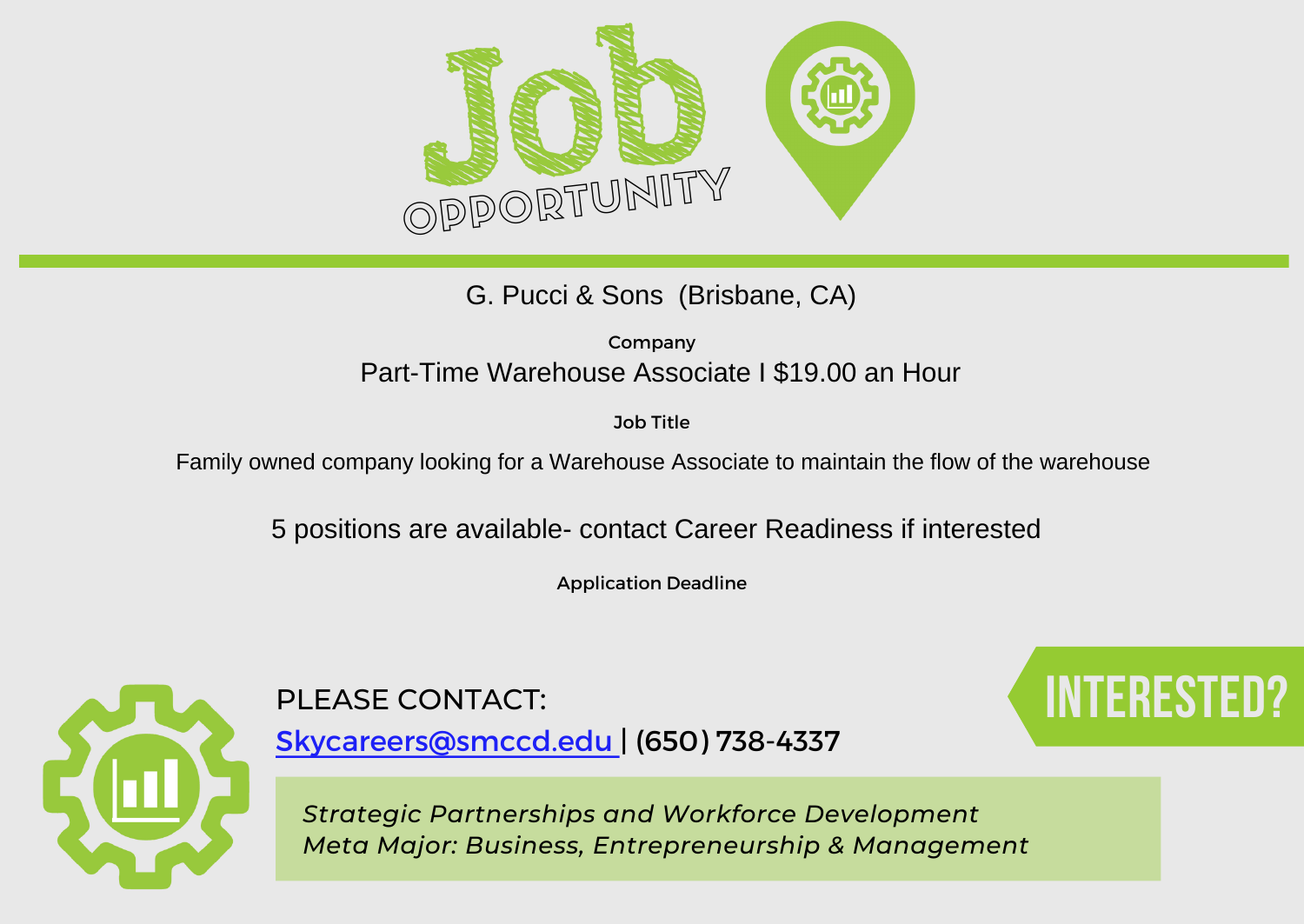# Job OPPORTUNITY

G. Pucci & Sons (Brisbane, CA)

Company

Part-Time Warehouse Associate I $19.00 an Hour

Job Title

Family owned company looking for a Warehouse Associate to maintain the flow of the warehouse

5 positions are available- contact Career Readiness if interested

Application Deadline

PLEASE CONTACT:

Skycareers@smccd.edu | (650) 738-4337

INTERESTED?

*Strategic Partnerships and Workforce Development*
*Meta Major: Business, Entrepreneurship & Management*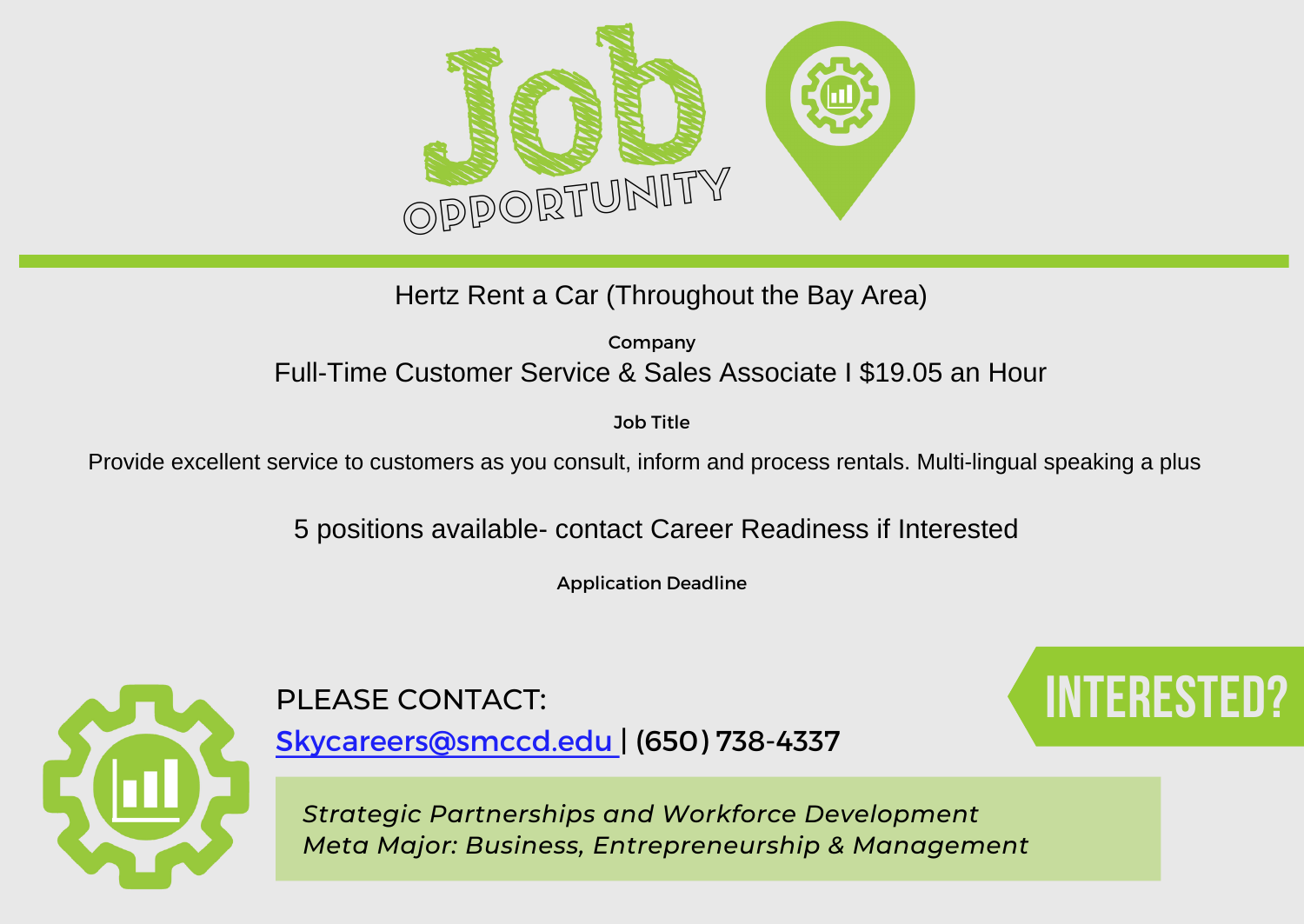# Job OPPORTUNITY

Hertz Rent a Car (Throughout the Bay Area)

**Company**

Full-Time Customer Service & Sales Associate I $19.05 an Hour

**Job Title**

Provide excellent service to customers as you consult, inform and process rentals. Multi-lingual speaking a plus

5 positions available- contact Career Readiness if Interested

**Application Deadline**

PLEASE CONTACT:

Skycareers@smccd.edu | (650) 738-4337

INTERESTED?

*Strategic Partnerships and Workforce Development*
*Meta Major: Business, Entrepreneurship & Management*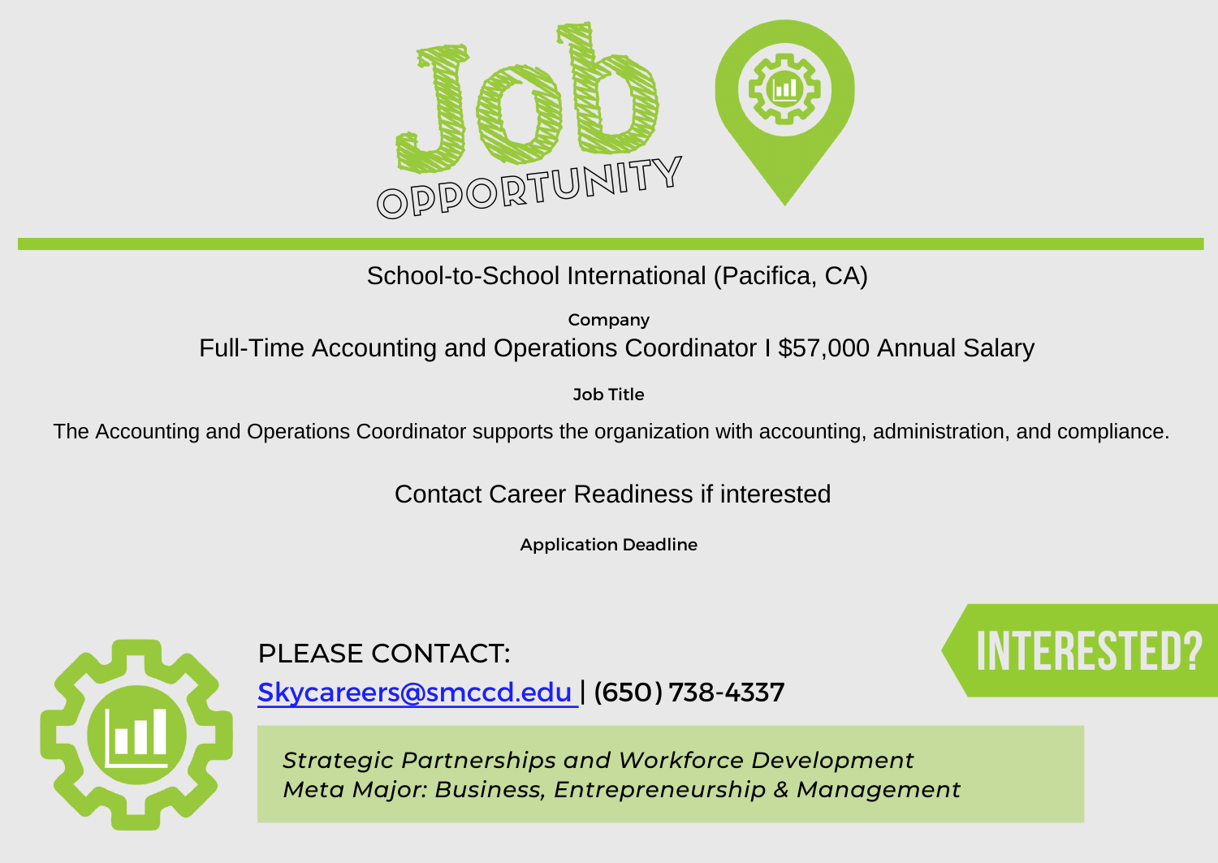# Job OPPORTUNITY

School-to-School International (Pacifica, CA)

**Company**

Full-Time Accounting and Operations Coordinator I $57,000 Annual Salary

**Job Title**

The Accounting and Operations Coordinator supports the organization with accounting, administration, and compliance.

Contact Career Readiness if interested

**Application Deadline**

PLEASE CONTACT:

Skycareers@smccd.edu | (650) 738-4337

INTERESTED?

*Strategic Partnerships and Workforce Development*
*Meta Major: Business, Entrepreneurship & Management*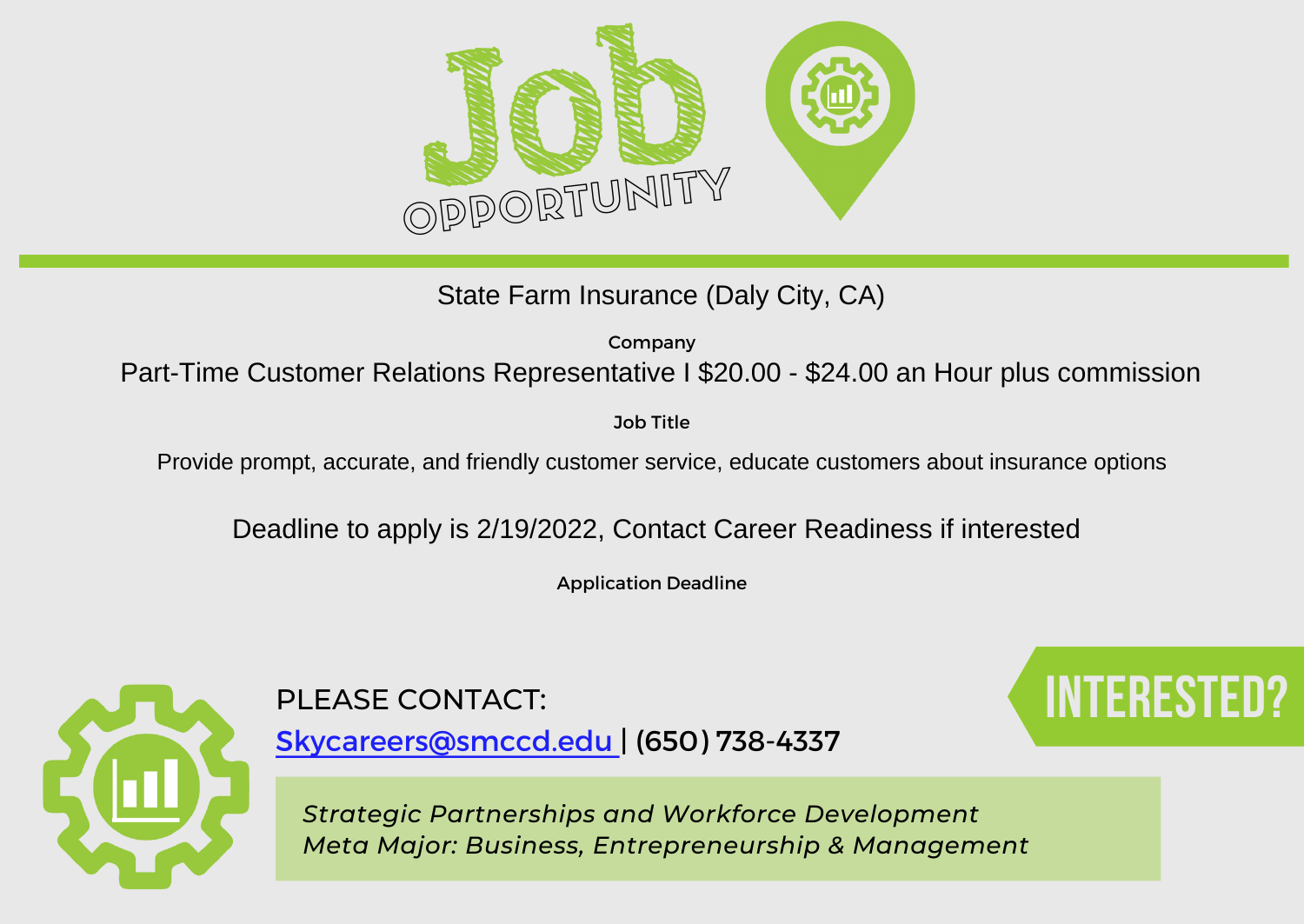# Job OPPORTUNITY

State Farm Insurance (Daly City, CA)

Company

Part-Time Customer Relations Representative I $20.00 - $24.00 an Hour plus commission

Job Title

Provide prompt, accurate, and friendly customer service, educate customers about insurance options

Deadline to apply is 2/19/2022, Contact Career Readiness if interested

Application Deadline

PLEASE CONTACT:

Skycareers@smccd.edu | (650) 738-4337

INTERESTED?

*Strategic Partnerships and Workforce Development*
*Meta Major: Business, Entrepreneurship & Management*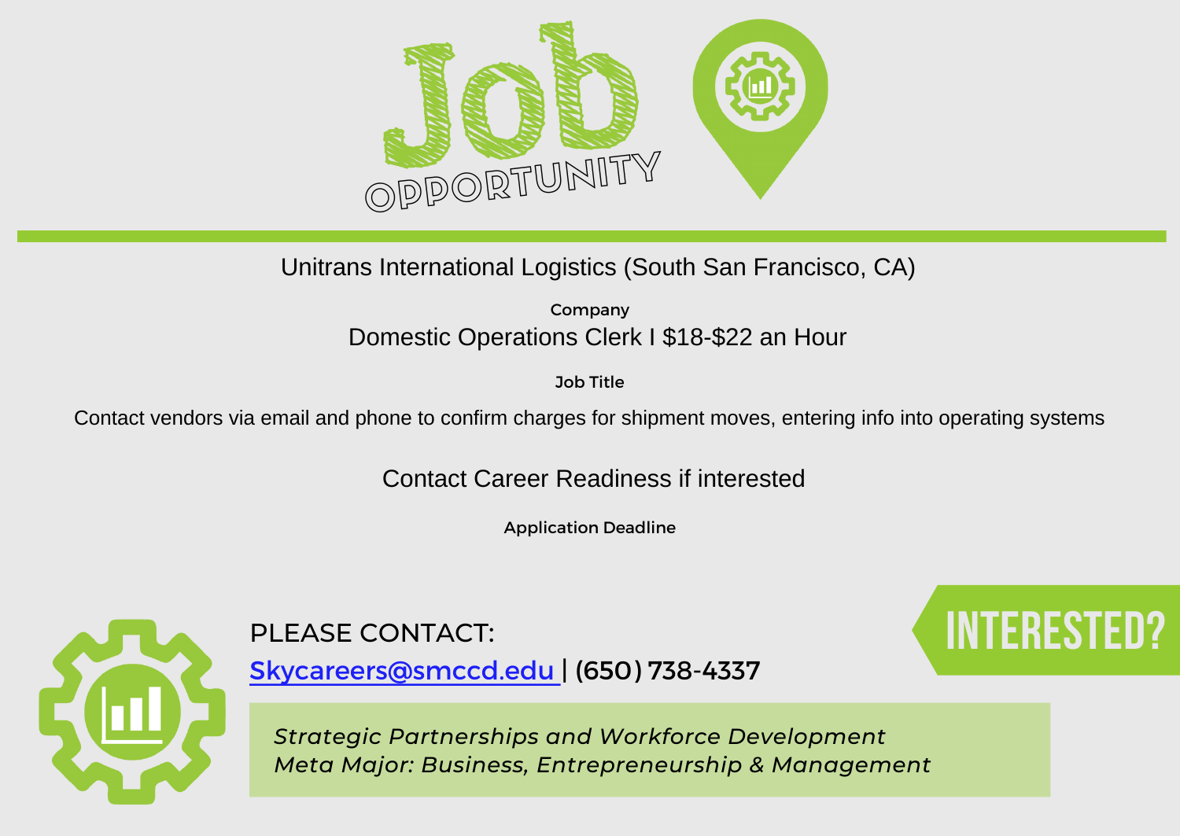# Job OPPORTUNITY

Unitrans International Logistics (South San Francisco, CA)

**Company**

Domestic Operations Clerk I $18-$22 an Hour

**Job Title**

Contact vendors via email and phone to confirm charges for shipment moves, entering info into operating systems

Contact Career Readiness if interested

**Application Deadline**

**INTERESTED?**

PLEASE CONTACT:

Skycareers@smccd.edu | (650) 738-4337

*Strategic Partnerships and Workforce Development*
*Meta Major: Business, Entrepreneurship & Management*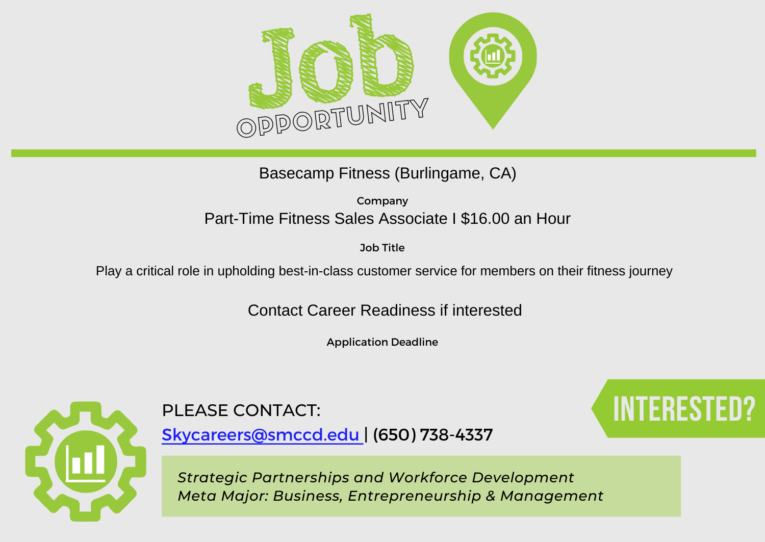# Job OPPORTUNITY

Basecamp Fitness (Burlingame, CA)

**Company**

Part-Time Fitness Sales Associate I $16.00 an Hour

**Job Title**

Play a critical role in upholding best-in-class customer service for members on their fitness journey

Contact Career Readiness if interested

**Application Deadline**

PLEASE CONTACT:

Skycareers@smccd.edu | (650) 738-4337

INTERESTED?

*Strategic Partnerships and Workforce Development*
*Meta Major: Business, Entrepreneurship & Management*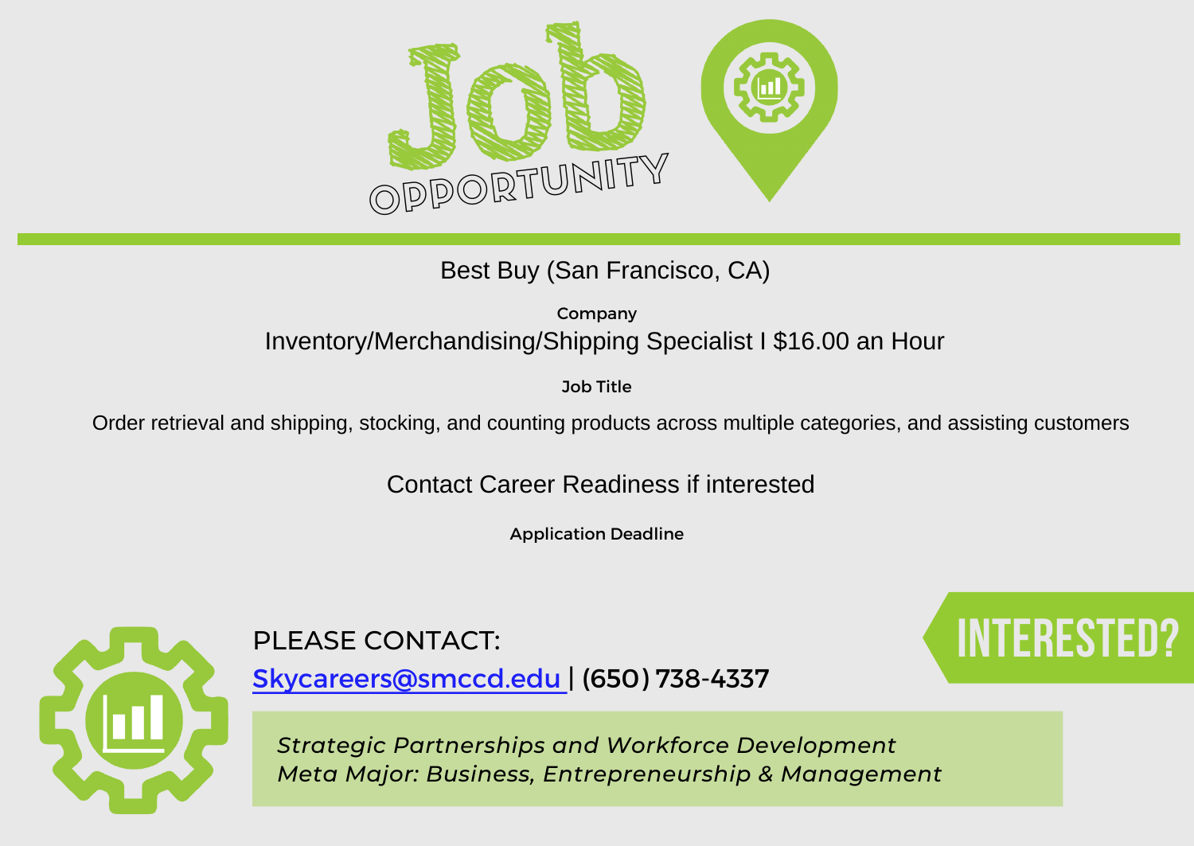# Job Opportunity

Best Buy (San Francisco, CA)

Company

Inventory/Merchandising/Shipping Specialist I $16.00 an Hour

Job Title

Order retrieval and shipping, stocking, and counting products across multiple categories, and assisting customers

Contact Career Readiness if interested

Application Deadline

PLEASE CONTACT:

Skycareers@smccd.edu | (650) 738-4337

**INTERESTED?**

*Strategic Partnerships and Workforce Development*
*Meta Major: Business, Entrepreneurship & Management*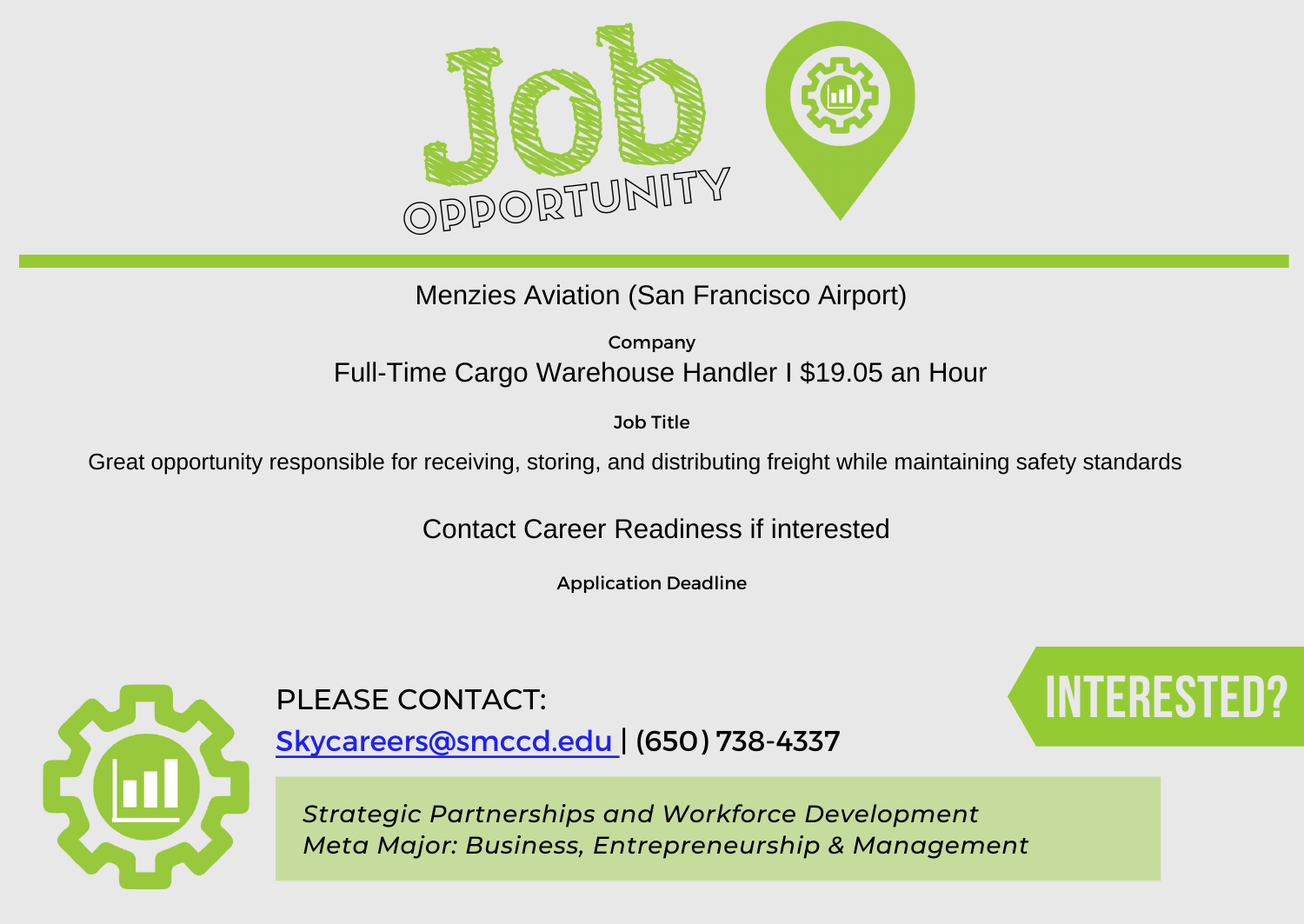# Job OPPORTUNITY

Menzies Aviation (San Francisco Airport)

Company

Full-Time Cargo Warehouse Handler I $19.05 an Hour

Job Title

Great opportunity responsible for receiving, storing, and distributing freight while maintaining safety standards

Contact Career Readiness if interested

Application Deadline

INTERESTED?

PLEASE CONTACT:

Skycareers@smccd.edu | (650) 738-4337

*Strategic Partnerships and Workforce Development*
*Meta Major: Business, Entrepreneurship & Management*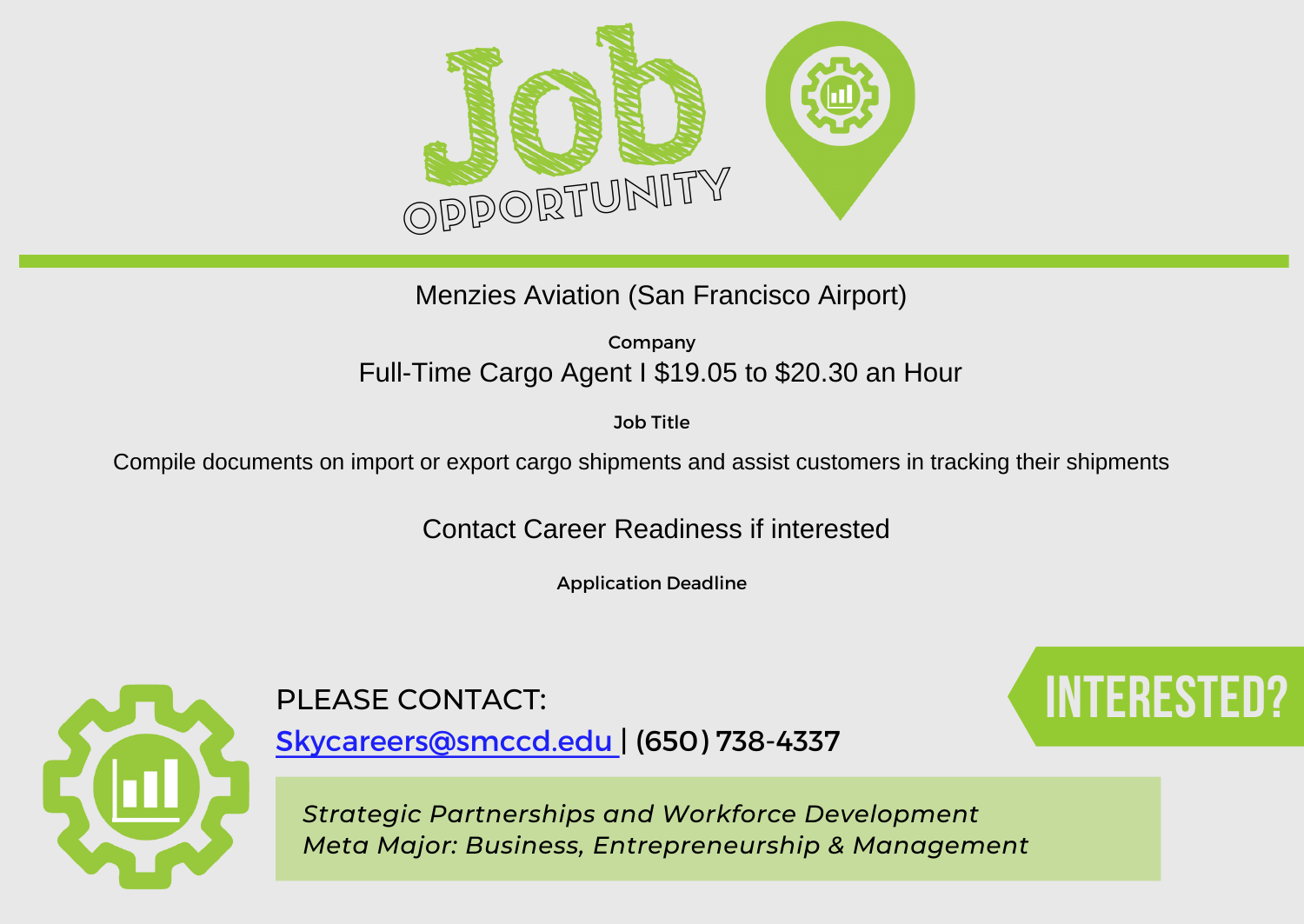# Job OPPORTUNITY

Menzies Aviation (San Francisco Airport)

Company

Full-Time Cargo Agent I $19.05 to $20.30 an Hour

Job Title

Compile documents on import or export cargo shipments and assist customers in tracking their shipments

Contact Career Readiness if interested

Application Deadline

PLEASE CONTACT:

Skycareers@smccd.edu | (650) 738-4337

INTERESTED?

*Strategic Partnerships and Workforce Development*
*Meta Major: Business, Entrepreneurship & Management*